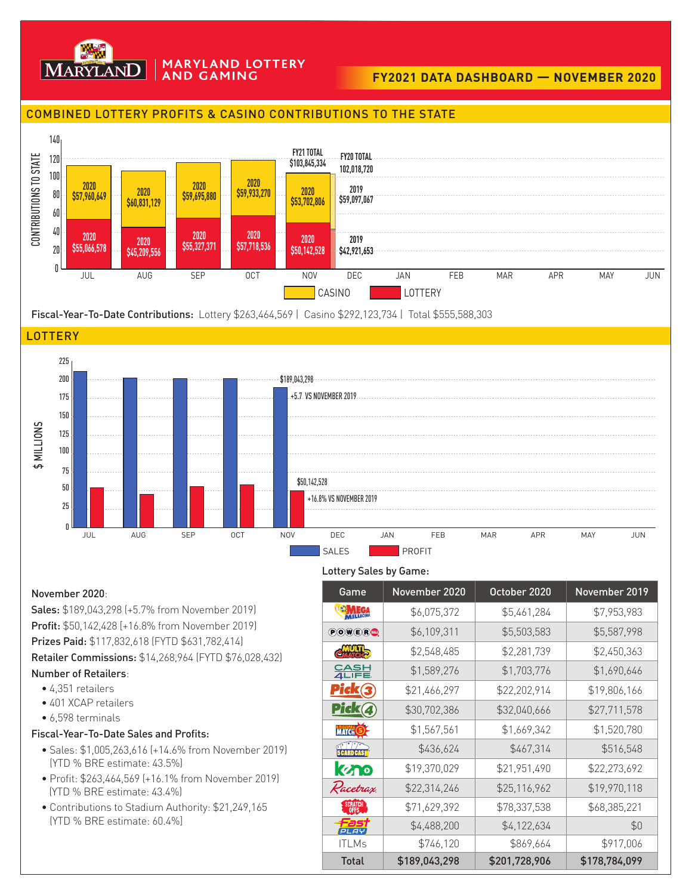# MARYLAND LOTTERY AND GAMING

## FY2021 DATA DASHBOARD — NOVEMBER 2020

## COMBINED LOTTERY PROFITS & CASINO CONTRIBUTIONS TO THE STATE

| Month | Casino | Lottery |
|---|---|---|
| JUL | 2020 $57,960,649 | 2020 $55,066,578 |
| AUG | 2020 $60,831,129 | 2020 $45,209,556 |
| SEP | 2020 $59,695,880 | 2020 $55,327,371 |
| OCT | 2020 $59,933,270 | 2020 $57,718,536 |
| NOV | 2020 $53,702,806 | 2020 $50,142,528 |
| NOV (2019) | 2019 $59,097,067 | 2019 $42,921,653 |

FY21 TOTAL $103,845,334
FY20 TOTAL 102,018,720

**Fiscal-Year-To-Date Contributions:** Lottery $263,464,569 | Casino $292,123,734 | Total $555,588,303

## LOTTERY

NOV Sales: $189,043,298 (+5.7 VS NOVEMBER 2019)
NOV Profit: $50,142,528 (+16.8% VS NOVEMBER 2019)

November 2020:

**Sales:** $189,043,298 (+5.7% from November 2019)
**Profit:** $50,142,428 (+16.8% from November 2019)
**Prizes Paid:** $117,832,618 (FYTD $631,782,414)
**Retailer Commissions:** $14,268,964 (FYTD $76,028,432)
**Number of Retailers**:

- 4,351 retailers
- 401 XCAP retailers
- 6,598 terminals

**Fiscal-Year-To-Date Sales and Profits:**

- Sales: $1,005,263,616 (+14.6% from November 2019) (YTD % BRE estimate: 43.5%)
- Profit: $263,464,569 (+16.1% from November 2019) (YTD % BRE estimate: 43.4%)
- Contributions to Stadium Authority: $21,249,165 (YTD % BRE estimate: 60.4%)

**Lottery Sales by Game:**

| Game | November 2020 | October 2020 | November 2019 |
|---|---|---|---|
| Mega Millions | $6,075,372 | $5,461,284 | $7,953,983 |
| Powerball | $6,109,311 | $5,503,583 | $5,587,998 |
| Multi-Match | $2,548,485 | $2,281,739 | $2,450,363 |
| Cash4Life | $1,589,276 | $1,703,776 | $1,690,646 |
| Pick 3 | $21,466,297 | $22,202,914 | $19,806,166 |
| Pick 4 | $30,702,386 | $32,040,666 | $27,711,578 |
| Bonus Match 5 | $1,567,561 | $1,669,342 | $1,520,780 |
| 5 Card Cash | $436,624 | $467,314 | $516,548 |
| Keno | $19,370,029 | $21,951,490 | $22,273,692 |
| Racetrax | $22,314,246 | $25,116,962 | $19,970,118 |
| Scratch-Offs | $71,629,392 | $78,337,538 | $68,385,221 |
| Fast Play | $4,488,200 | $4,122,634 | $0 |
| ITLMs | $746,120 | $869,664 | $917,006 |
| **Total** | **$189,043,298** | **$201,728,906** | **$178,784,099** |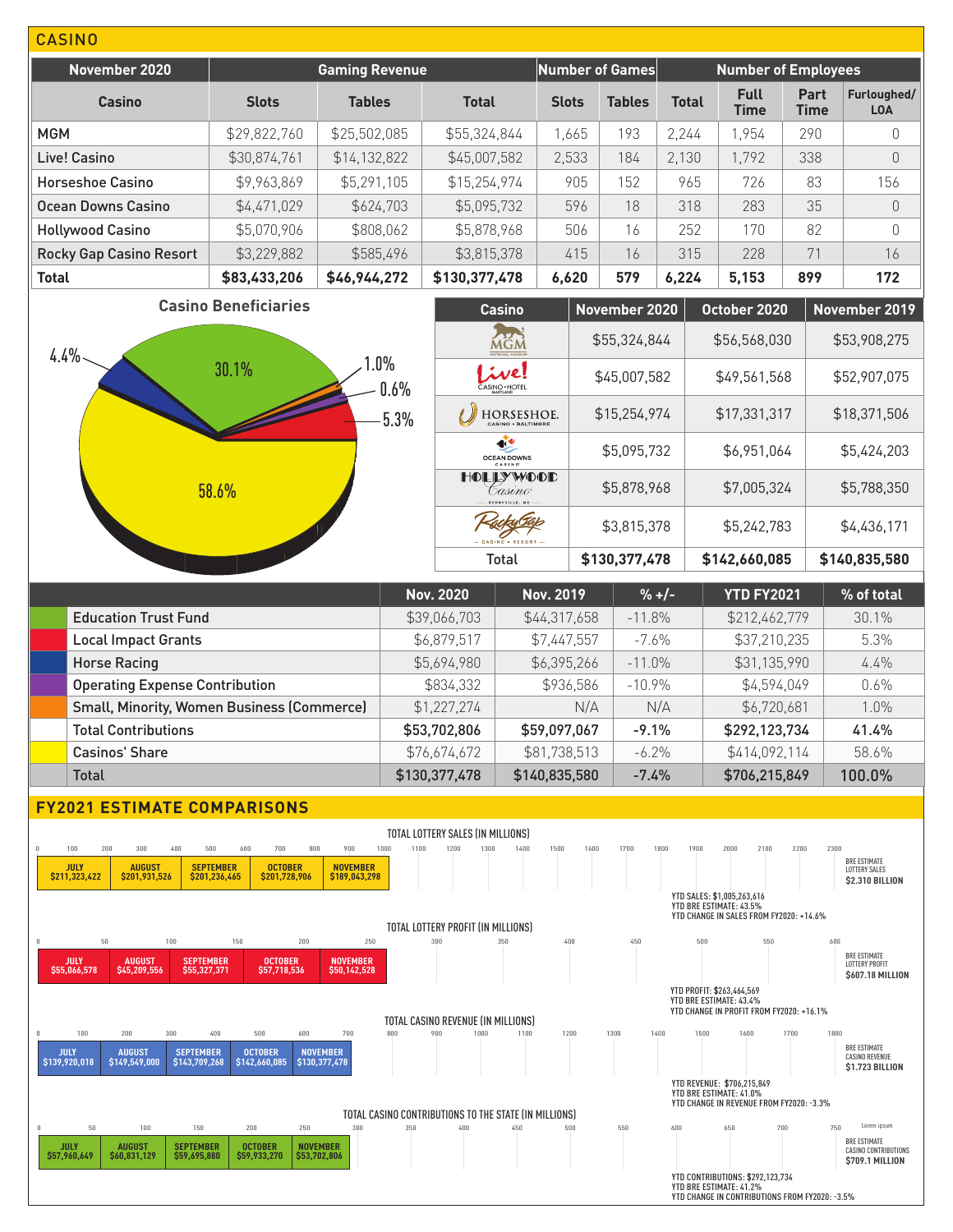## CASINO

| November 2020 | Gaming Revenue | | | Number of Games | | Number of Employees | | | |
|---|---|---|---|---|---|---|---|---|---|
| Casino | Slots | Tables | Total | Slots | Tables | Total | Full Time | Part Time | Furloughed/ LOA |
| MGM | $29,822,760 | $25,502,085 | $55,324,844 | 1,665 | 193 | 2,244 | 1,954 | 290 | 0 |
| Live! Casino | $30,874,761 | $14,132,822 | $45,007,582 | 2,533 | 184 | 2,130 | 1,792 | 338 | 0 |
| Horseshoe Casino | $9,963,869 | $5,291,105 | $15,254,974 | 905 | 152 | 965 | 726 | 83 | 156 |
| Ocean Downs Casino | $4,471,029 | $624,703 | $5,095,732 | 596 | 18 | 318 | 283 | 35 | 0 |
| Hollywood Casino | $5,070,906 | $808,062 | $5,878,968 | 506 | 16 | 252 | 170 | 82 | 0 |
| Rocky Gap Casino Resort | $3,229,882 | $585,496 | $3,815,378 | 415 | 16 | 315 | 228 | 71 | 16 |
| **Total** | **$83,433,206** | **$46,944,272** | **$130,377,478** | **6,620** | **579** | **6,224** | **5,153** | **899** | **172** |

### Casino Beneficiaries

4.4%
30.1%
1.0%
0.6%
5.3%
58.6%

| Casino | November 2020 | October 2020 | November 2019 |
|---|---|---|---|
| MGM | $55,324,844 | $56,568,030 | $53,908,275 |
| Live! Casino • Hotel | $45,007,582 | $49,561,568 | $52,907,075 |
| Horseshoe Casino • Baltimore | $15,254,974 | $17,331,317 | $18,371,506 |
| Ocean Downs Casino | $5,095,732 | $6,951,064 | $5,424,203 |
| Hollywood Casino | $5,878,968 | $7,005,324 | $5,788,350 |
| Rocky Gap Casino • Resort | $3,815,378 | $5,242,783 | $4,436,171 |
| Total | **$130,377,478** | **$142,660,085** | **$140,835,580** |

| | Nov. 2020 | Nov. 2019 | % +/- | YTD FY2021 | % of total |
|---|---|---|---|---|---|
| Education Trust Fund | $39,066,703 | $44,317,658 | -11.8% | $212,462,779 | 30.1% |
| Local Impact Grants | $6,879,517 | $7,447,557 | -7.6% | $37,210,235 | 5.3% |
| Horse Racing | $5,694,980 | $6,395,266 | -11.0% | $31,135,990 | 4.4% |
| Operating Expense Contribution | $834,332 | $936,586 | -10.9% | $4,594,049 | 0.6% |
| Small, Minority, Women Business (Commerce) | $1,227,274 | N/A | N/A | $6,720,681 | 1.0% |
| Total Contributions | **$53,702,806** | **$59,097,067** | **-9.1%** | **$292,123,734** | **41.4%** |
| Casinos' Share | $76,674,672 | $81,738,513 | -6.2% | $414,092,114 | 58.6% |
| **Total** | **$130,377,478** | **$140,835,580** | **-7.4%** | **$706,215,849** | **100.0%** |

## FY2021 ESTIMATE COMPARISONS

TOTAL LOTTERY SALES (IN MILLIONS)

JULY $211,323,422
AUGUST $201,931,526
SEPTEMBER $201,236,465
OCTOBER $201,728,906
NOVEMBER $189,043,298

BRE ESTIMATE LOTTERY SALES **$2.310 BILLION**

YTD SALES: $1,005,263,616
YTD BRE ESTIMATE: 43.5%
YTD CHANGE IN SALES FROM FY2020: +14.6%

TOTAL LOTTERY PROFIT (IN MILLIONS)

JULY $55,066,578
AUGUST $45,209,556
SEPTEMBER $55,327,371
OCTOBER $57,718,536
NOVEMBER $50,142,528

BRE ESTIMATE LOTTERY PROFIT **$607.18 MILLION**

YTD PROFIT: $263,464,569
YTD BRE ESTIMATE: 43.4%
YTD CHANGE IN PROFIT FROM FY2020: +16.1%

TOTAL CASINO REVENUE (IN MILLIONS)

JULY $139,920,018
AUGUST $149,549,000
SEPTEMBER $143,709,268
OCTOBER $142,660,085
NOVEMBER $130,377,478

BRE ESTIMATE CASINO REVENUE **$1.723 BILLION**

YTD REVENUE: $706,215,849
YTD BRE ESTIMATE: 41.0%
YTD CHANGE IN REVENUE FROM FY2020: -3.3%

TOTAL CASINO CONTRIBUTIONS TO THE STATE (IN MILLIONS)

JULY $57,960,649
AUGUST $60,831,129
SEPTEMBER $59,695,880
OCTOBER $59,933,270
NOVEMBER $53,702,806

Lorem ipsum

BRE ESTIMATE CASINO CONTRIBUTIONS **$709.1 MILLION**

YTD CONTRIBUTIONS: $292,123,734
YTD BRE ESTIMATE: 41.2%
YTD CHANGE IN CONTRIBUTIONS FROM FY2020: -3.5%